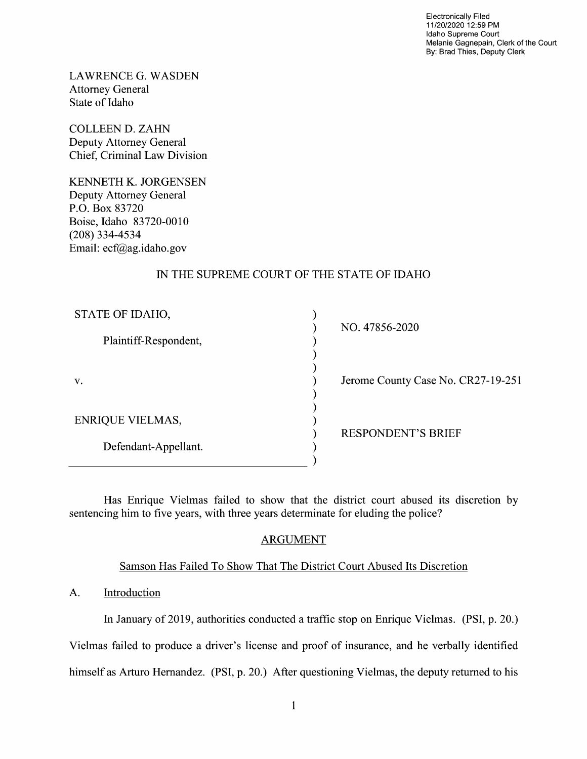Electronically Filed
11/20/2020 12:59 PM
Idaho Supreme Court
Melanie Gagnepain, Clerk of the Court
By: Brad Thies, Deputy Clerk

LAWRENCE G. WASDEN
Attorney General
State of Idaho

COLLEEN D. ZAHN
Deputy Attorney General
Chief, Criminal Law Division

KENNETH K. JORGENSEN
Deputy Attorney General
P.O. Box 83720
Boise, Idaho 83720-0010
(208) 334-4534
Email: ecf@ag.idaho.gov

IN THE SUPREME COURT OF THE STATE OF IDAHO

| | | |
|---|---|---|
| STATE OF IDAHO, | ) | NO. 47856-2020 |
| Plaintiff-Respondent, | ) | |
| v. | ) | Jerome County Case No. CR27-19-251 |
| ENRIQUE VIELMAS, | ) | RESPONDENT'S BRIEF |
| Defendant-Appellant. | ) | |

Has Enrique Vielmas failed to show that the district court abused its discretion by sentencing him to five years, with three years determinate for eluding the police?

## ARGUMENT

### Samson Has Failed To Show That The District Court Abused Its Discretion

A. Introduction

In January of 2019, authorities conducted a traffic stop on Enrique Vielmas. (PSI, p. 20.) Vielmas failed to produce a driver's license and proof of insurance, and he verbally identified himself as Arturo Hernandez. (PSI, p. 20.) After questioning Vielmas, the deputy returned to his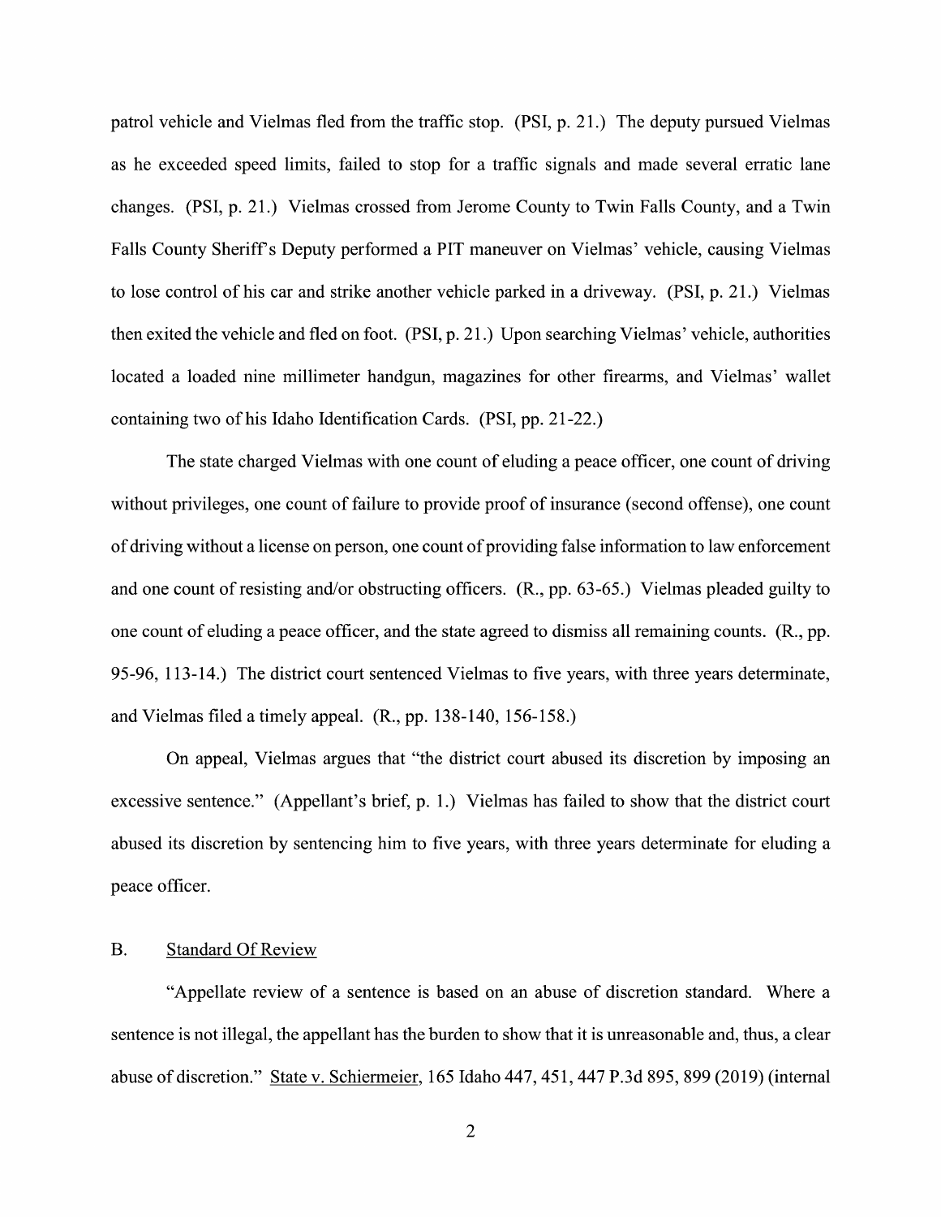patrol vehicle and Vielmas fled from the traffic stop. (PSI, p. 21.) The deputy pursued Vielmas as he exceeded speed limits, failed to stop for a traffic signals and made several erratic lane changes. (PSI, p. 21.) Vielmas crossed from Jerome County to Twin Falls County, and a Twin Falls County Sheriff's Deputy performed a PIT maneuver on Vielmas' vehicle, causing Vielmas to lose control of his car and strike another vehicle parked in a driveway. (PSI, p. 21.) Vielmas then exited the vehicle and fled on foot. (PSI, p. 21.) Upon searching Vielmas' vehicle, authorities located a loaded nine millimeter handgun, magazines for other firearms, and Vielmas' wallet containing two of his Idaho Identification Cards. (PSI, pp. 21-22.)

The state charged Vielmas with one count of eluding a peace officer, one count of driving without privileges, one count of failure to provide proof of insurance (second offense), one count of driving without a license on person, one count of providing false information to law enforcement and one count of resisting and/or obstructing officers. (R., pp. 63-65.) Vielmas pleaded guilty to one count of eluding a peace officer, and the state agreed to dismiss all remaining counts. (R., pp. 95-96, 113-14.) The district court sentenced Vielmas to five years, with three years determinate, and Vielmas filed a timely appeal. (R., pp. 138-140, 156-158.)

On appeal, Vielmas argues that "the district court abused its discretion by imposing an excessive sentence." (Appellant's brief, p. 1.) Vielmas has failed to show that the district court abused its discretion by sentencing him to five years, with three years determinate for eluding a peace officer.

## B. Standard Of Review

"Appellate review of a sentence is based on an abuse of discretion standard. Where a sentence is not illegal, the appellant has the burden to show that it is unreasonable and, thus, a clear abuse of discretion." State v. Schiermeier, 165 Idaho 447, 451, 447 P.3d 895, 899 (2019) (internal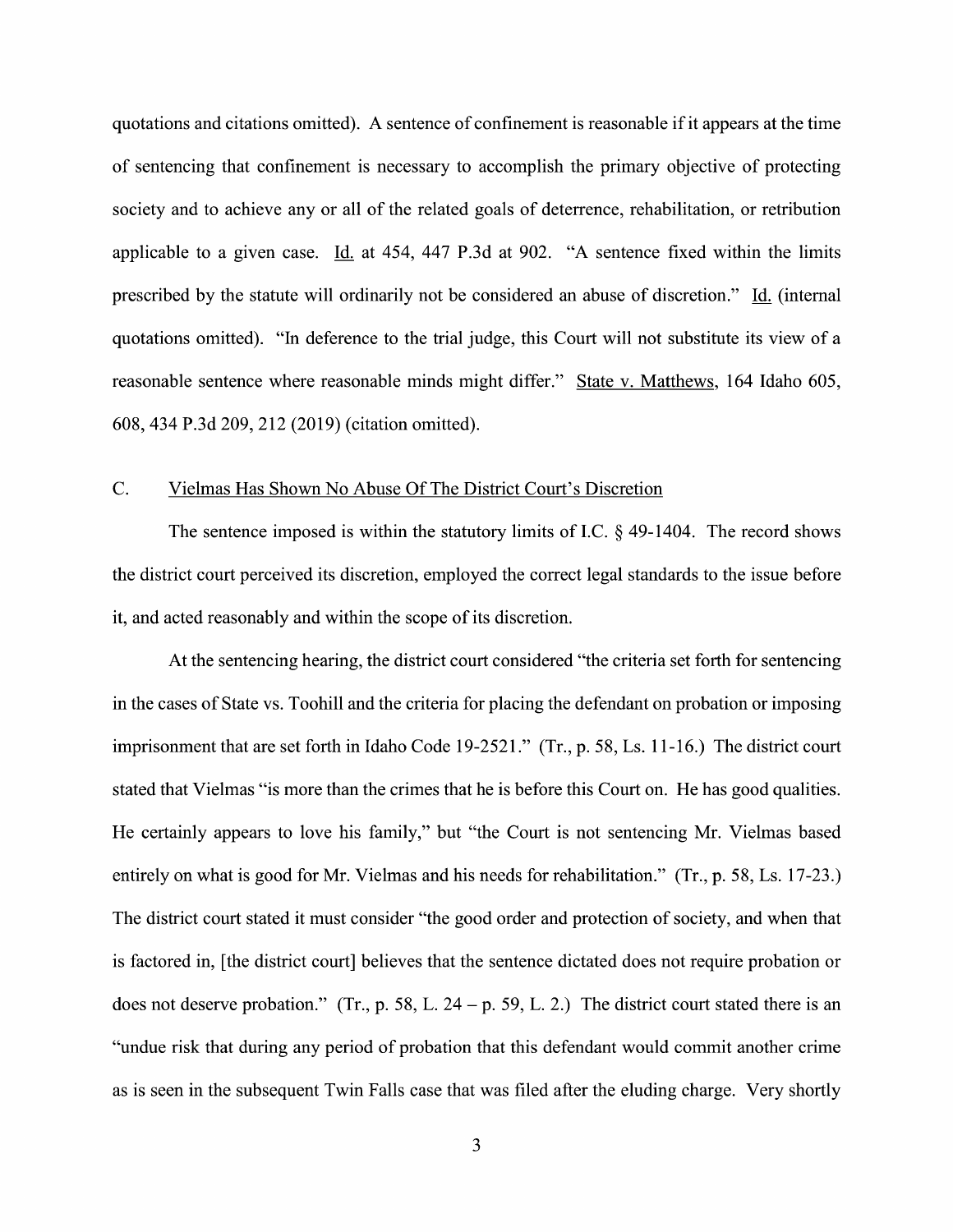quotations and citations omitted). A sentence of confinement is reasonable if it appears at the time of sentencing that confinement is necessary to accomplish the primary objective of protecting society and to achieve any or all of the related goals of deterrence, rehabilitation, or retribution applicable to a given case. Id. at 454, 447 P.3d at 902. "A sentence fixed within the limits prescribed by the statute will ordinarily not be considered an abuse of discretion." Id. (internal quotations omitted). "In deference to the trial judge, this Court will not substitute its view of a reasonable sentence where reasonable minds might differ." State v. Matthews, 164 Idaho 605, 608, 434 P.3d 209, 212 (2019) (citation omitted).

## C. Vielmas Has Shown No Abuse Of The District Court's Discretion

The sentence imposed is within the statutory limits of I.C. § 49-1404. The record shows the district court perceived its discretion, employed the correct legal standards to the issue before it, and acted reasonably and within the scope of its discretion.

At the sentencing hearing, the district court considered "the criteria set forth for sentencing in the cases of State vs. Toohill and the criteria for placing the defendant on probation or imposing imprisonment that are set forth in Idaho Code 19-2521." (Tr., p. 58, Ls. 11-16.) The district court stated that Vielmas "is more than the crimes that he is before this Court on. He has good qualities. He certainly appears to love his family," but "the Court is not sentencing Mr. Vielmas based entirely on what is good for Mr. Vielmas and his needs for rehabilitation." (Tr., p. 58, Ls. 17-23.) The district court stated it must consider "the good order and protection of society, and when that is factored in, [the district court] believes that the sentence dictated does not require probation or does not deserve probation." (Tr., p. 58, L. 24 – p. 59, L. 2.) The district court stated there is an "undue risk that during any period of probation that this defendant would commit another crime as is seen in the subsequent Twin Falls case that was filed after the eluding charge. Very shortly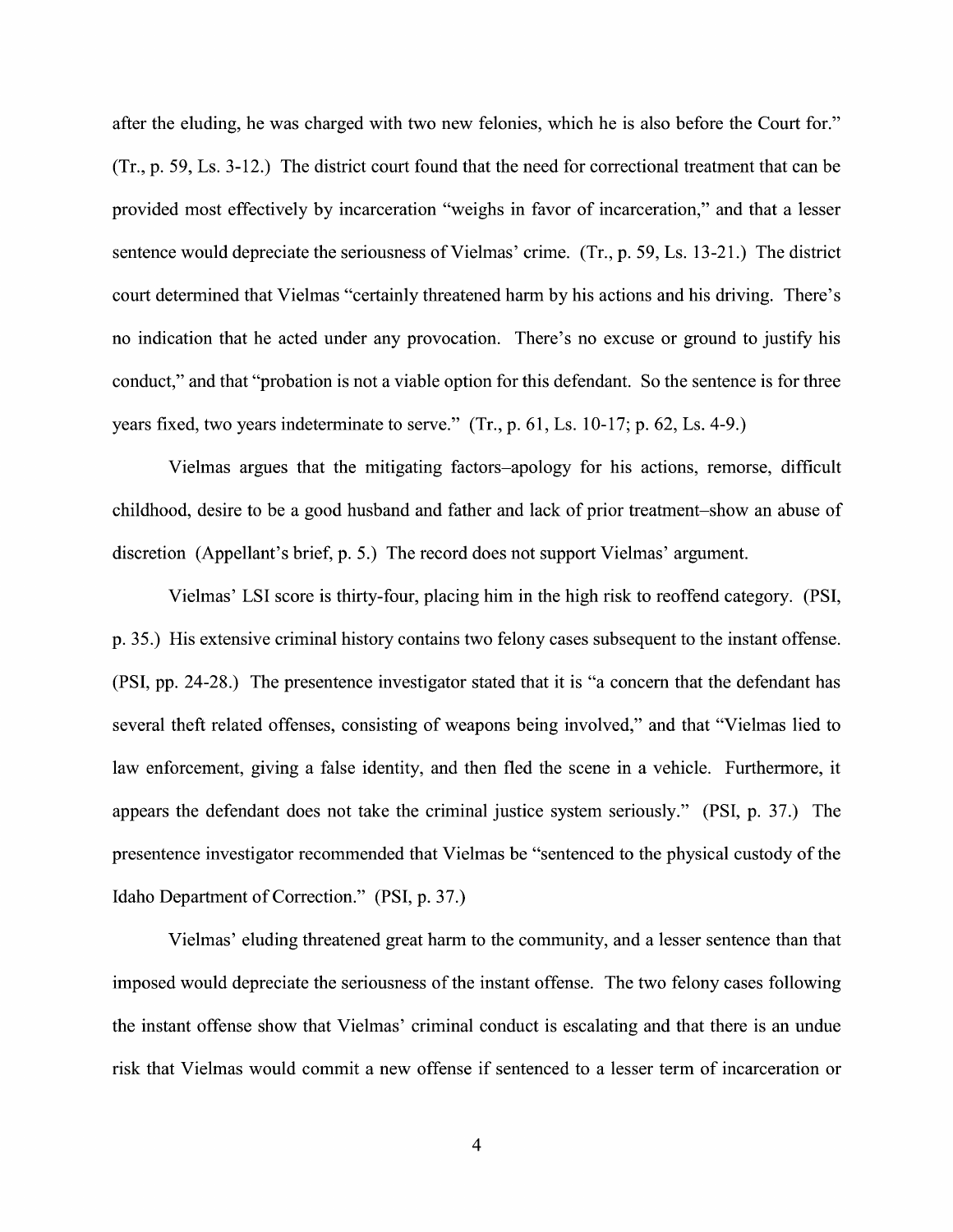after the eluding, he was charged with two new felonies, which he is also before the Court for." (Tr., p. 59, Ls. 3-12.) The district court found that the need for correctional treatment that can be provided most effectively by incarceration "weighs in favor of incarceration," and that a lesser sentence would depreciate the seriousness of Vielmas' crime. (Tr., p. 59, Ls. 13-21.) The district court determined that Vielmas "certainly threatened harm by his actions and his driving. There's no indication that he acted under any provocation. There's no excuse or ground to justify his conduct," and that "probation is not a viable option for this defendant. So the sentence is for three years fixed, two years indeterminate to serve." (Tr., p. 61, Ls. 10-17; p. 62, Ls. 4-9.)

Vielmas argues that the mitigating factors–apology for his actions, remorse, difficult childhood, desire to be a good husband and father and lack of prior treatment–show an abuse of discretion (Appellant's brief, p. 5.) The record does not support Vielmas' argument.

Vielmas' LSI score is thirty-four, placing him in the high risk to reoffend category. (PSI, p. 35.) His extensive criminal history contains two felony cases subsequent to the instant offense. (PSI, pp. 24-28.) The presentence investigator stated that it is "a concern that the defendant has several theft related offenses, consisting of weapons being involved," and that "Vielmas lied to law enforcement, giving a false identity, and then fled the scene in a vehicle. Furthermore, it appears the defendant does not take the criminal justice system seriously." (PSI, p. 37.) The presentence investigator recommended that Vielmas be "sentenced to the physical custody of the Idaho Department of Correction." (PSI, p. 37.)

Vielmas' eluding threatened great harm to the community, and a lesser sentence than that imposed would depreciate the seriousness of the instant offense. The two felony cases following the instant offense show that Vielmas' criminal conduct is escalating and that there is an undue risk that Vielmas would commit a new offense if sentenced to a lesser term of incarceration or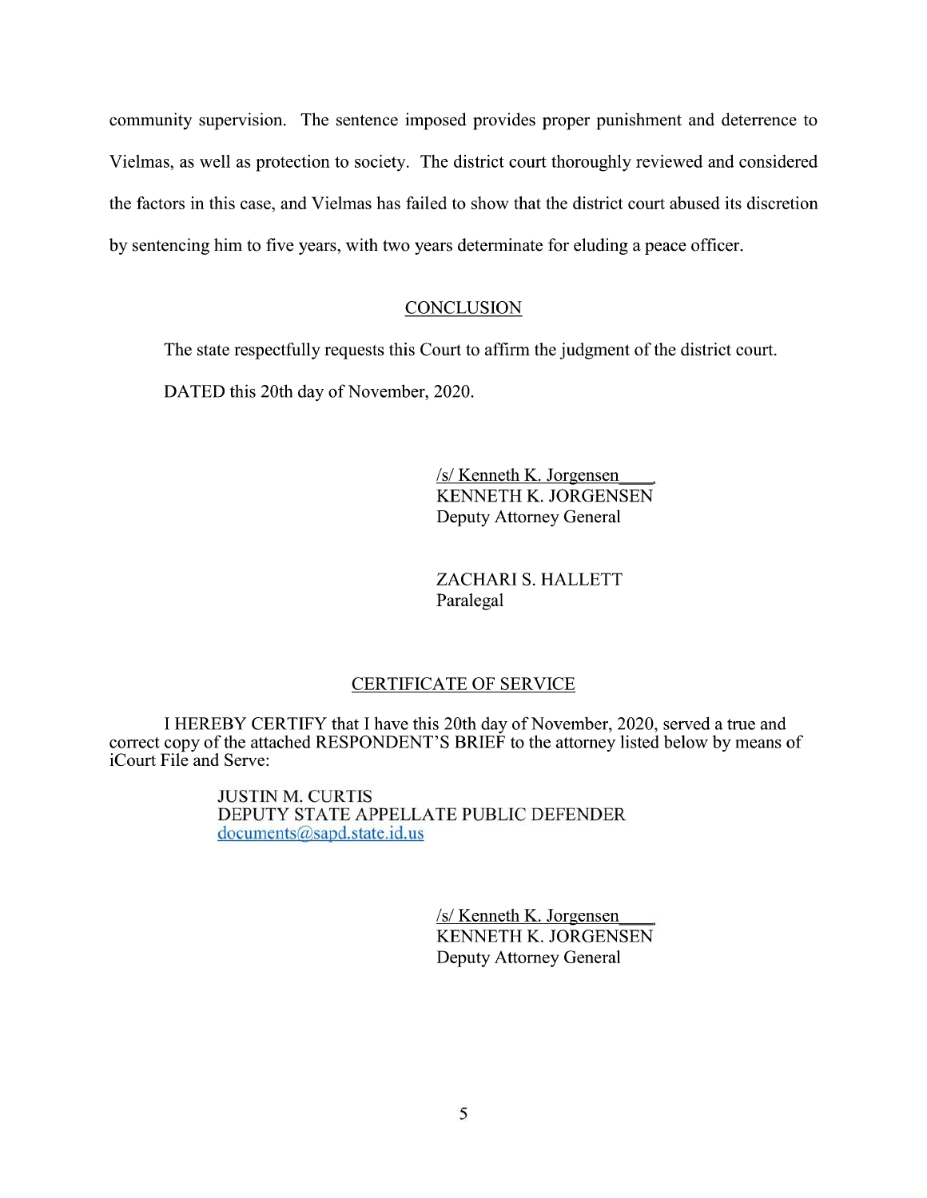community supervision. The sentence imposed provides proper punishment and deterrence to Vielmas, as well as protection to society. The district court thoroughly reviewed and considered the factors in this case, and Vielmas has failed to show that the district court abused its discretion by sentencing him to five years, with two years determinate for eluding a peace officer.

## CONCLUSION

The state respectfully requests this Court to affirm the judgment of the district court.

DATED this 20th day of November, 2020.

/s/ Kenneth K. Jorgensen
KENNETH K. JORGENSEN
Deputy Attorney General

ZACHARI S. HALLETT
Paralegal

## CERTIFICATE OF SERVICE

I HEREBY CERTIFY that I have this 20th day of November, 2020, served a true and correct copy of the attached RESPONDENT'S BRIEF to the attorney listed below by means of iCourt File and Serve:

JUSTIN M. CURTIS
DEPUTY STATE APPELLATE PUBLIC DEFENDER
documents@sapd.state.id.us

/s/ Kenneth K. Jorgensen
KENNETH K. JORGENSEN
Deputy Attorney General